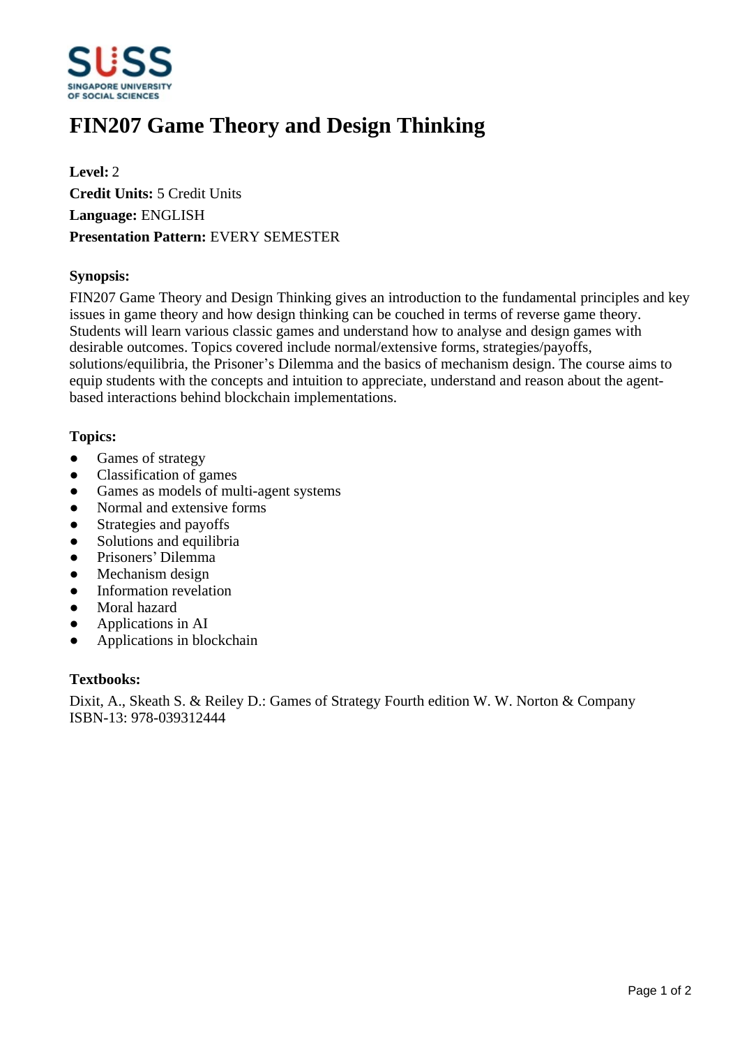# FIN207 Game Theory and Design Thinking

**Level:** 2
**Credit Units:** 5 Credit Units
**Language:** ENGLISH
**Presentation Pattern:** EVERY SEMESTER

### Synopsis:

FIN207 Game Theory and Design Thinking gives an introduction to the fundamental principles and key issues in game theory and how design thinking can be couched in terms of reverse game theory. Students will learn various classic games and understand how to analyse and design games with desirable outcomes. Topics covered include normal/extensive forms, strategies/payoffs, solutions/equilibria, the Prisoner's Dilemma and the basics of mechanism design. The course aims to equip students with the concepts and intuition to appreciate, understand and reason about the agent-based interactions behind blockchain implementations.

### Topics:

- Games of strategy
- Classification of games
- Games as models of multi-agent systems
- Normal and extensive forms
- Strategies and payoffs
- Solutions and equilibria
- Prisoners' Dilemma
- Mechanism design
- Information revelation
- Moral hazard
- Applications in AI
- Applications in blockchain

### Textbooks:

Dixit, A., Skeath S. & Reiley D.: Games of Strategy Fourth edition W. W. Norton & Company ISBN-13: 978-039312444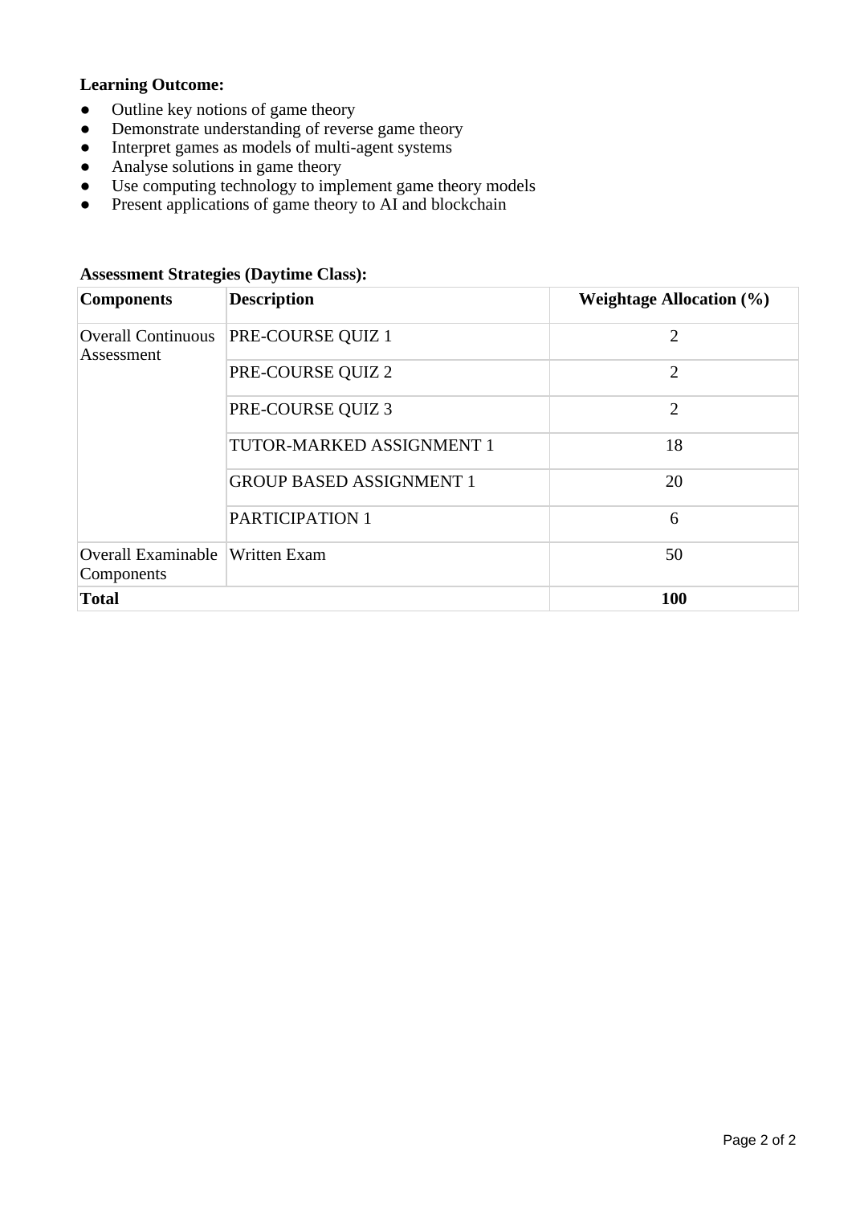**Learning Outcome:**

- Outline key notions of game theory
- Demonstrate understanding of reverse game theory
- Interpret games as models of multi-agent systems
- Analyse solutions in game theory
- Use computing technology to implement game theory models
- Present applications of game theory to AI and blockchain

**Assessment Strategies (Daytime Class):**

| Components | Description | Weightage Allocation (%) |
|---|---|---|
| Overall Continuous Assessment | PRE-COURSE QUIZ 1 | 2 |
| | PRE-COURSE QUIZ 2 | 2 |
| | PRE-COURSE QUIZ 3 | 2 |
| | TUTOR-MARKED ASSIGNMENT 1 | 18 |
| | GROUP BASED ASSIGNMENT 1 | 20 |
| | PARTICIPATION 1 | 6 |
| Overall Examinable Components | Written Exam | 50 |
| **Total** | | **100** |